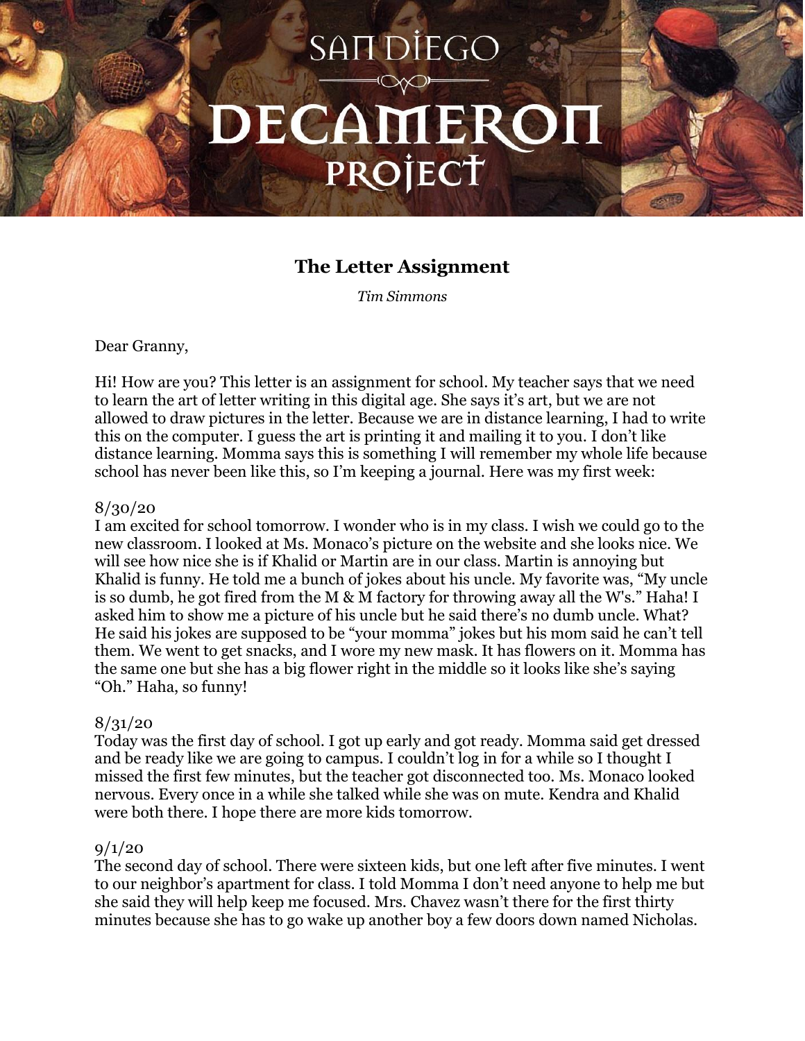# The Letter Assignment

*Tim Simmons*

Dear Granny,

Hi! How are you? This letter is an assignment for school. My teacher says that we need to learn the art of letter writing in this digital age. She says it's art, but we are not allowed to draw pictures in the letter. Because we are in distance learning, I had to write this on the computer. I guess the art is printing it and mailing it to you. I don't like distance learning. Momma says this is something I will remember my whole life because school has never been like this, so I'm keeping a journal. Here was my first week:

8/30/20
I am excited for school tomorrow. I wonder who is in my class. I wish we could go to the new classroom. I looked at Ms. Monaco's picture on the website and she looks nice. We will see how nice she is if Khalid or Martin are in our class. Martin is annoying but Khalid is funny. He told me a bunch of jokes about his uncle. My favorite was, "My uncle is so dumb, he got fired from the M & M factory for throwing away all the W's." Haha! I asked him to show me a picture of his uncle but he said there's no dumb uncle. What? He said his jokes are supposed to be "your momma" jokes but his mom said he can't tell them. We went to get snacks, and I wore my new mask. It has flowers on it. Momma has the same one but she has a big flower right in the middle so it looks like she's saying "Oh." Haha, so funny!

8/31/20
Today was the first day of school. I got up early and got ready. Momma said get dressed and be ready like we are going to campus. I couldn't log in for a while so I thought I missed the first few minutes, but the teacher got disconnected too. Ms. Monaco looked nervous. Every once in a while she talked while she was on mute. Kendra and Khalid were both there. I hope there are more kids tomorrow.

9/1/20
The second day of school. There were sixteen kids, but one left after five minutes. I went to our neighbor's apartment for class. I told Momma I don't need anyone to help me but she said they will help keep me focused. Mrs. Chavez wasn't there for the first thirty minutes because she has to go wake up another boy a few doors down named Nicholas.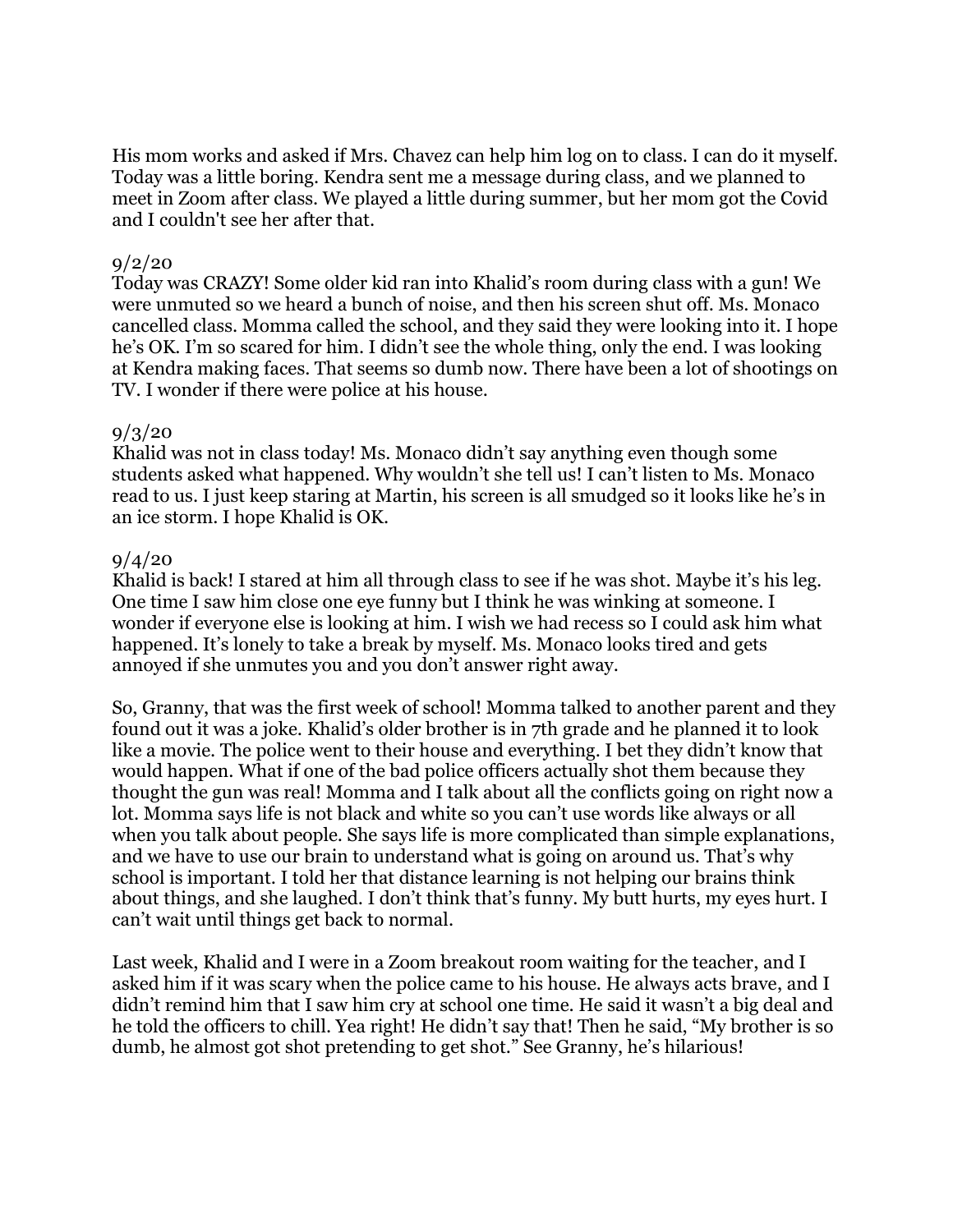His mom works and asked if Mrs. Chavez can help him log on to class. I can do it myself. Today was a little boring. Kendra sent me a message during class, and we planned to meet in Zoom after class. We played a little during summer, but her mom got the Covid and I couldn't see her after that.

9/2/20
Today was CRAZY! Some older kid ran into Khalid's room during class with a gun! We were unmuted so we heard a bunch of noise, and then his screen shut off. Ms. Monaco cancelled class. Momma called the school, and they said they were looking into it. I hope he's OK. I'm so scared for him. I didn't see the whole thing, only the end. I was looking at Kendra making faces. That seems so dumb now. There have been a lot of shootings on TV. I wonder if there were police at his house.

9/3/20
Khalid was not in class today! Ms. Monaco didn't say anything even though some students asked what happened. Why wouldn't she tell us! I can't listen to Ms. Monaco read to us. I just keep staring at Martin, his screen is all smudged so it looks like he's in an ice storm. I hope Khalid is OK.

9/4/20
Khalid is back! I stared at him all through class to see if he was shot. Maybe it's his leg. One time I saw him close one eye funny but I think he was winking at someone. I wonder if everyone else is looking at him. I wish we had recess so I could ask him what happened. It's lonely to take a break by myself. Ms. Monaco looks tired and gets annoyed if she unmutes you and you don't answer right away.

So, Granny, that was the first week of school! Momma talked to another parent and they found out it was a joke. Khalid's older brother is in 7th grade and he planned it to look like a movie. The police went to their house and everything. I bet they didn't know that would happen. What if one of the bad police officers actually shot them because they thought the gun was real! Momma and I talk about all the conflicts going on right now a lot. Momma says life is not black and white so you can't use words like always or all when you talk about people. She says life is more complicated than simple explanations, and we have to use our brain to understand what is going on around us. That's why school is important. I told her that distance learning is not helping our brains think about things, and she laughed. I don't think that's funny. My butt hurts, my eyes hurt. I can't wait until things get back to normal.

Last week, Khalid and I were in a Zoom breakout room waiting for the teacher, and I asked him if it was scary when the police came to his house. He always acts brave, and I didn't remind him that I saw him cry at school one time. He said it wasn't a big deal and he told the officers to chill. Yea right! He didn't say that! Then he said, "My brother is so dumb, he almost got shot pretending to get shot." See Granny, he's hilarious!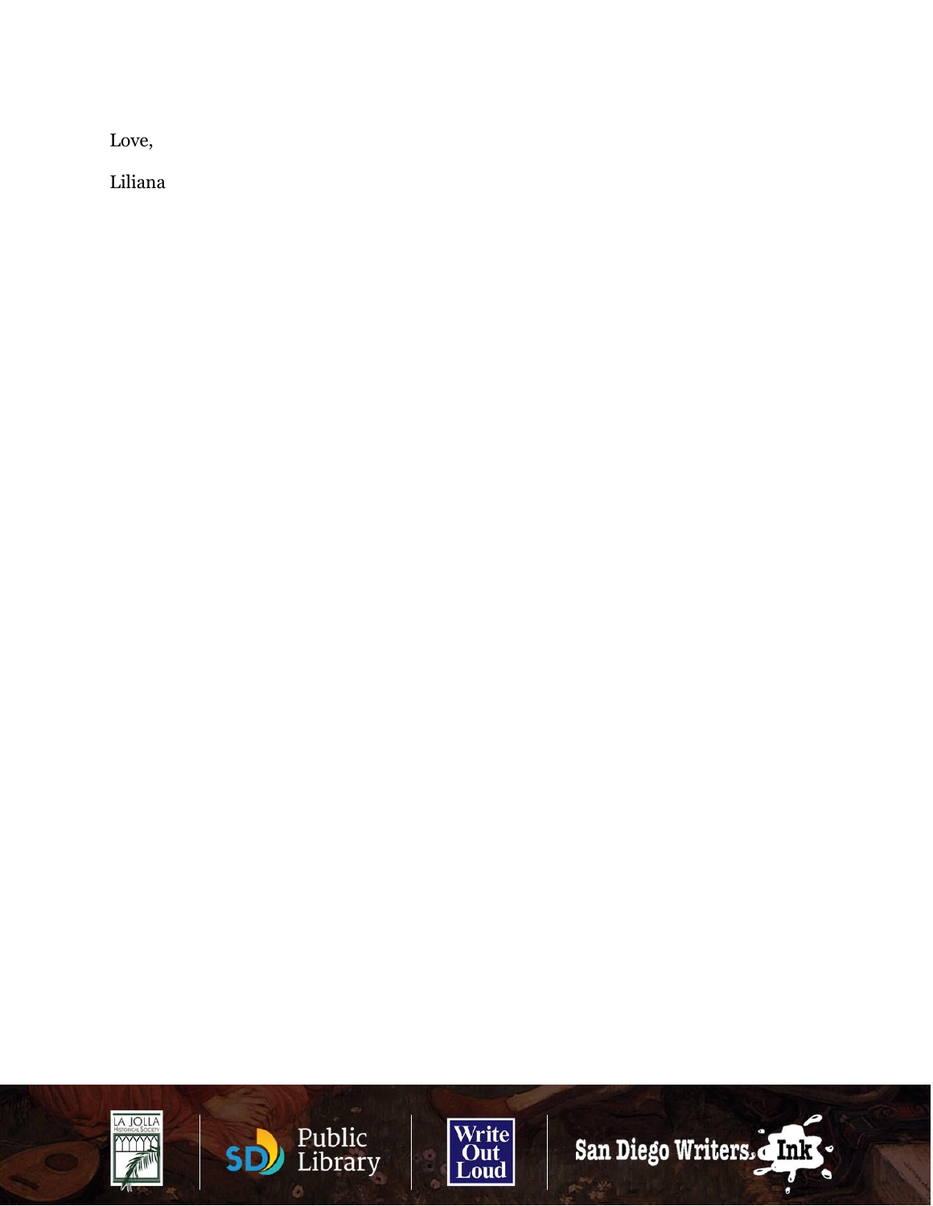Love,

Liliana